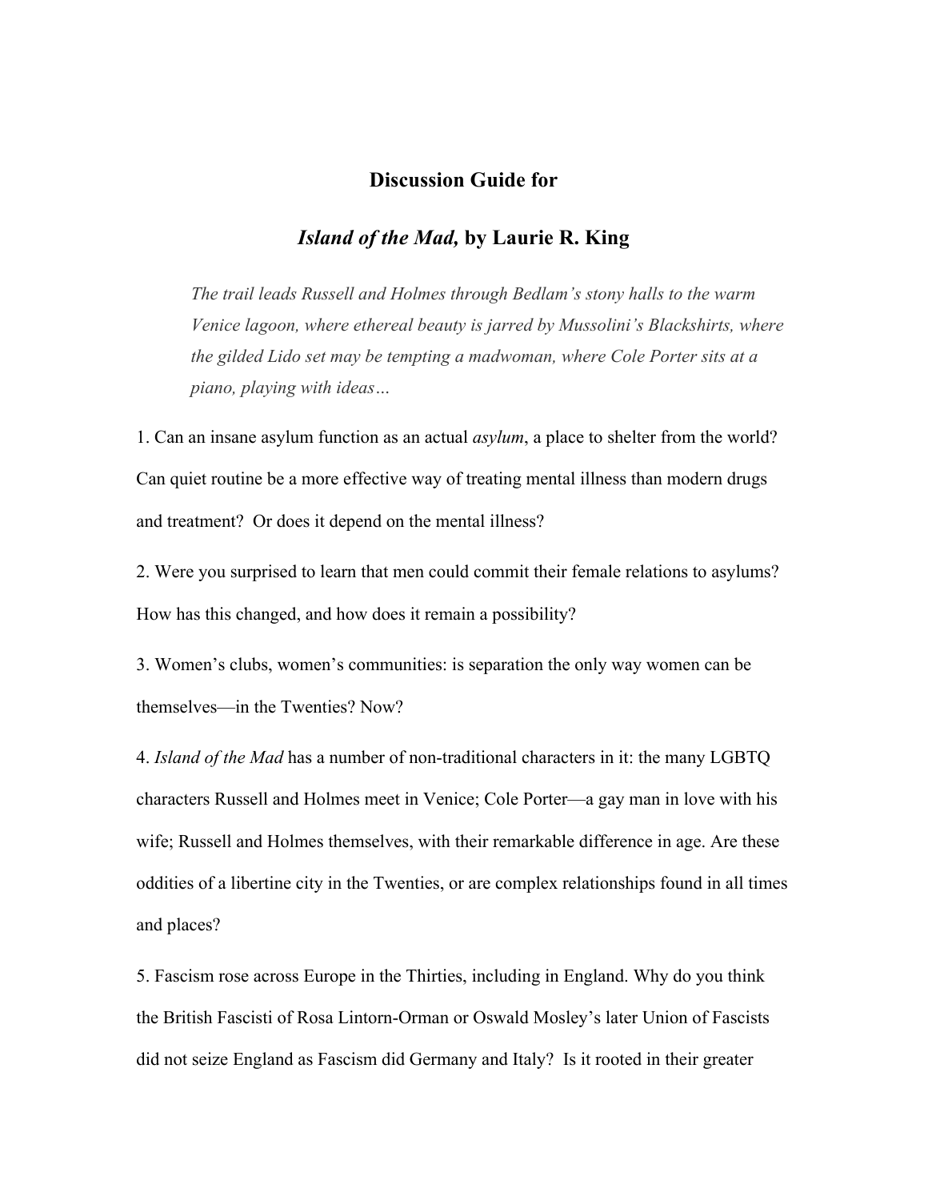## Discussion Guide for

## *Island of the Mad,* by Laurie R. King

> *The trail leads Russell and Holmes through Bedlam's stony halls to the warm Venice lagoon, where ethereal beauty is jarred by Mussolini's Blackshirts, where the gilded Lido set may be tempting a madwoman, where Cole Porter sits at a piano, playing with ideas…*

1. Can an insane asylum function as an actual *asylum*, a place to shelter from the world? Can quiet routine be a more effective way of treating mental illness than modern drugs and treatment? Or does it depend on the mental illness?

2. Were you surprised to learn that men could commit their female relations to asylums? How has this changed, and how does it remain a possibility?

3. Women's clubs, women's communities: is separation the only way women can be themselves—in the Twenties? Now?

4. *Island of the Mad* has a number of non-traditional characters in it: the many LGBTQ characters Russell and Holmes meet in Venice; Cole Porter—a gay man in love with his wife; Russell and Holmes themselves, with their remarkable difference in age. Are these oddities of a libertine city in the Twenties, or are complex relationships found in all times and places?

5. Fascism rose across Europe in the Thirties, including in England. Why do you think the British Fascisti of Rosa Lintorn-Orman or Oswald Mosley's later Union of Fascists did not seize England as Fascism did Germany and Italy? Is it rooted in their greater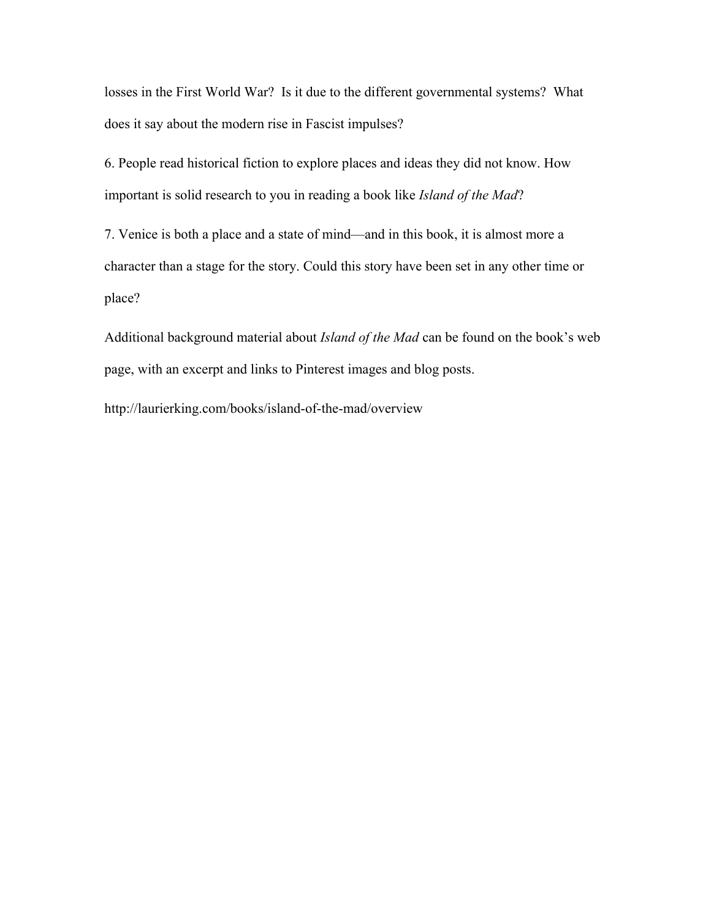losses in the First World War? Is it due to the different governmental systems? What does it say about the modern rise in Fascist impulses?

6. People read historical fiction to explore places and ideas they did not know. How important is solid research to you in reading a book like *Island of the Mad*?

7. Venice is both a place and a state of mind—and in this book, it is almost more a character than a stage for the story. Could this story have been set in any other time or place?

Additional background material about *Island of the Mad* can be found on the book's web page, with an excerpt and links to Pinterest images and blog posts.

http://laurierking.com/books/island-of-the-mad/overview